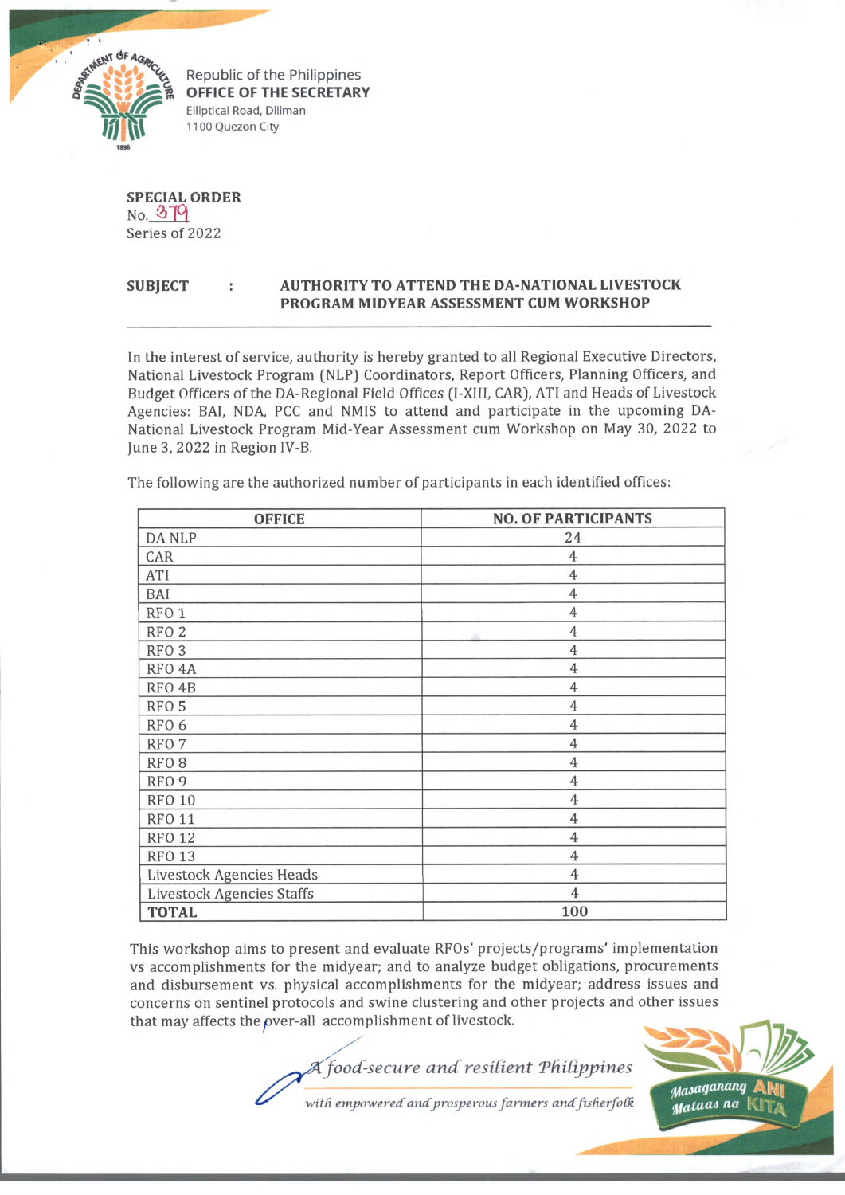Republic of the Philippines
**OFFICE OF THE SECRETARY**
Elliptical Road, Diliman
1100 Quezon City

**SPECIAL ORDER**
No. 379
Series of 2022

**SUBJECT : AUTHORITY TO ATTEND THE DA-NATIONAL LIVESTOCK PROGRAM MIDYEAR ASSESSMENT CUM WORKSHOP**

In the interest of service, authority is hereby granted to all Regional Executive Directors, National Livestock Program (NLP) Coordinators, Report Officers, Planning Officers, and Budget Officers of the DA-Regional Field Offices (I-XIII, CAR), ATI and Heads of Livestock Agencies: BAI, NDA, PCC and NMIS to attend and participate in the upcoming DA-National Livestock Program Mid-Year Assessment cum Workshop on May 30, 2022 to June 3, 2022 in Region IV-B.

The following are the authorized number of participants in each identified offices:

| OFFICE | NO. OF PARTICIPANTS |
|---|---|
| DA NLP | 24 |
| CAR | 4 |
| ATI | 4 |
| BAI | 4 |
| RFO 1 | 4 |
| RFO 2 | 4 |
| RFO 3 | 4 |
| RFO 4A | 4 |
| RFO 4B | 4 |
| RFO 5 | 4 |
| RFO 6 | 4 |
| RFO 7 | 4 |
| RFO 8 | 4 |
| RFO 9 | 4 |
| RFO 10 | 4 |
| RFO 11 | 4 |
| RFO 12 | 4 |
| RFO 13 | 4 |
| Livestock Agencies Heads | 4 |
| Livestock Agencies Staffs | 4 |
| **TOTAL** | **100** |

This workshop aims to present and evaluate RFOs' projects/programs' implementation vs accomplishments for the midyear; and to analyze budget obligations, procurements and disbursement vs. physical accomplishments for the midyear; address issues and concerns on sentinel protocols and swine clustering and other projects and other issues that may affects the over-all accomplishment of livestock.

*A food-secure and resilient Philippines with empowered and prosperous farmers and fisherfolk*

Masaganang ANI Mataas na KITA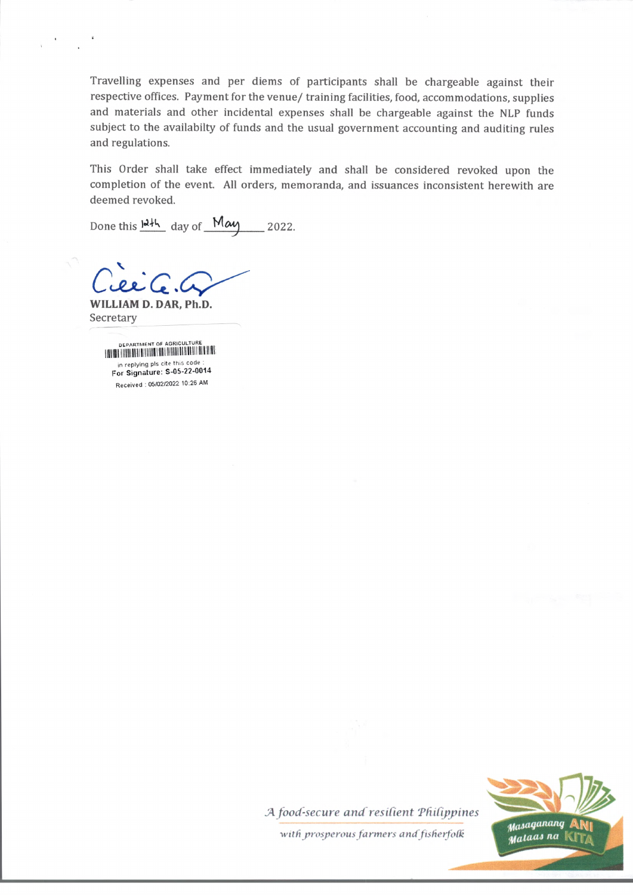Travelling expenses and per diems of participants shall be chargeable against their respective offices. Payment for the venue/ training facilities, food, accommodations, supplies and materials and other incidental expenses shall be chargeable against the NLP funds subject to the availabilty of funds and the usual government accounting and auditing rules and regulations.

This Order shall take effect immediately and shall be considered revoked upon the completion of the event. All orders, memoranda, and issuances inconsistent herewith are deemed revoked.

Done this 12th day of May 2022.

**WILLIAM D. DAR, Ph.D.**
Secretary

DEPARTMENT OF AGRICULTURE
in replying pls cite this code :
For Signature: S-05-22-0014
Received : 05/02/2022 10:26 AM

*A food-secure and resilient Philippines*
*with prosperous farmers and fisherfolk*

Masaganang ANI Mataas na KITA